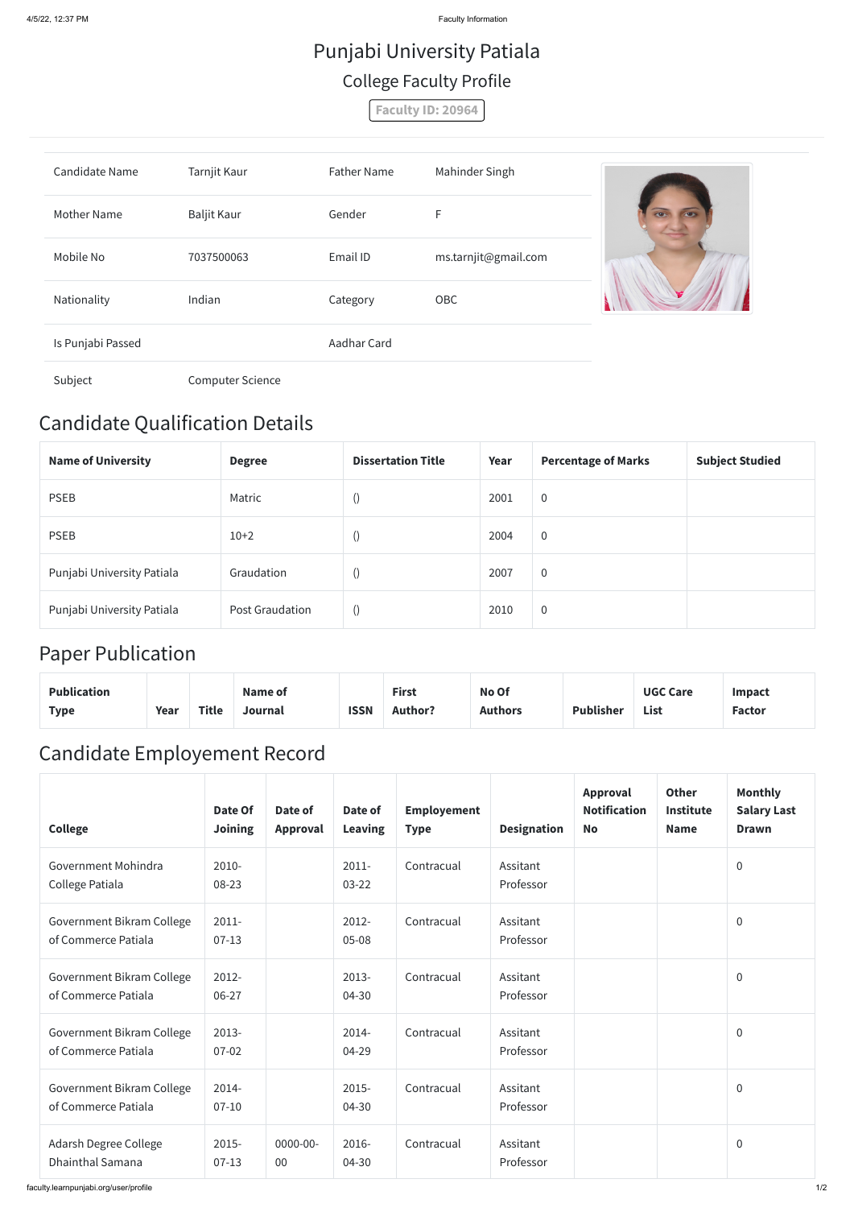# Punjabi University Patiala

## College Faculty Profile

Faculty ID: 20964

| Candidate Name | Tarnjit Kaur | Father Name | Mahinder Singh |
|---|---|---|---|
| Mother Name | Baljit Kaur | Gender | F |
| Mobile No | 7037500063 | Email ID | ms.tarnjit@gmail.com |
| Nationality | Indian | Category | OBC |
| Is Punjabi Passed | | Aadhar Card | |
| Subject | Computer Science | | |

## Candidate Qualification Details

| Name of University | Degree | Dissertation Title | Year | Percentage of Marks | Subject Studied |
|---|---|---|---|---|---|
| PSEB | Matric | () | 2001 | 0 | |
| PSEB | 10+2 | () | 2004 | 0 | |
| Punjabi University Patiala | Graudation | () | 2007 | 0 | |
| Punjabi University Patiala | Post Graudation | () | 2010 | 0 | |

## Paper Publication

| Publication Type | Year | Title | Name of Journal | ISSN | First Author? | No Of Authors | Publisher | UGC Care List | Impact Factor |
|---|---|---|---|---|---|---|---|---|---|

## Candidate Employement Record

| College | Date Of Joining | Date of Approval | Date of Leaving | Employement Type | Designation | Approval Notification No | Other Institute Name | Monthly Salary Last Drawn |
|---|---|---|---|---|---|---|---|---|
| Government Mohindra College Patiala | 2010-08-23 | | 2011-03-22 | Contracual | Assitant Professor | | | 0 |
| Government Bikram College of Commerce Patiala | 2011-07-13 | | 2012-05-08 | Contracual | Assitant Professor | | | 0 |
| Government Bikram College of Commerce Patiala | 2012-06-27 | | 2013-04-30 | Contracual | Assitant Professor | | | 0 |
| Government Bikram College of Commerce Patiala | 2013-07-02 | | 2014-04-29 | Contracual | Assitant Professor | | | 0 |
| Government Bikram College of Commerce Patiala | 2014-07-10 | | 2015-04-30 | Contracual | Assitant Professor | | | 0 |
| Adarsh Degree College Dhainthal Samana | 2015-07-13 | 0000-00-00 | 2016-04-30 | Contracual | Assitant Professor | | | 0 |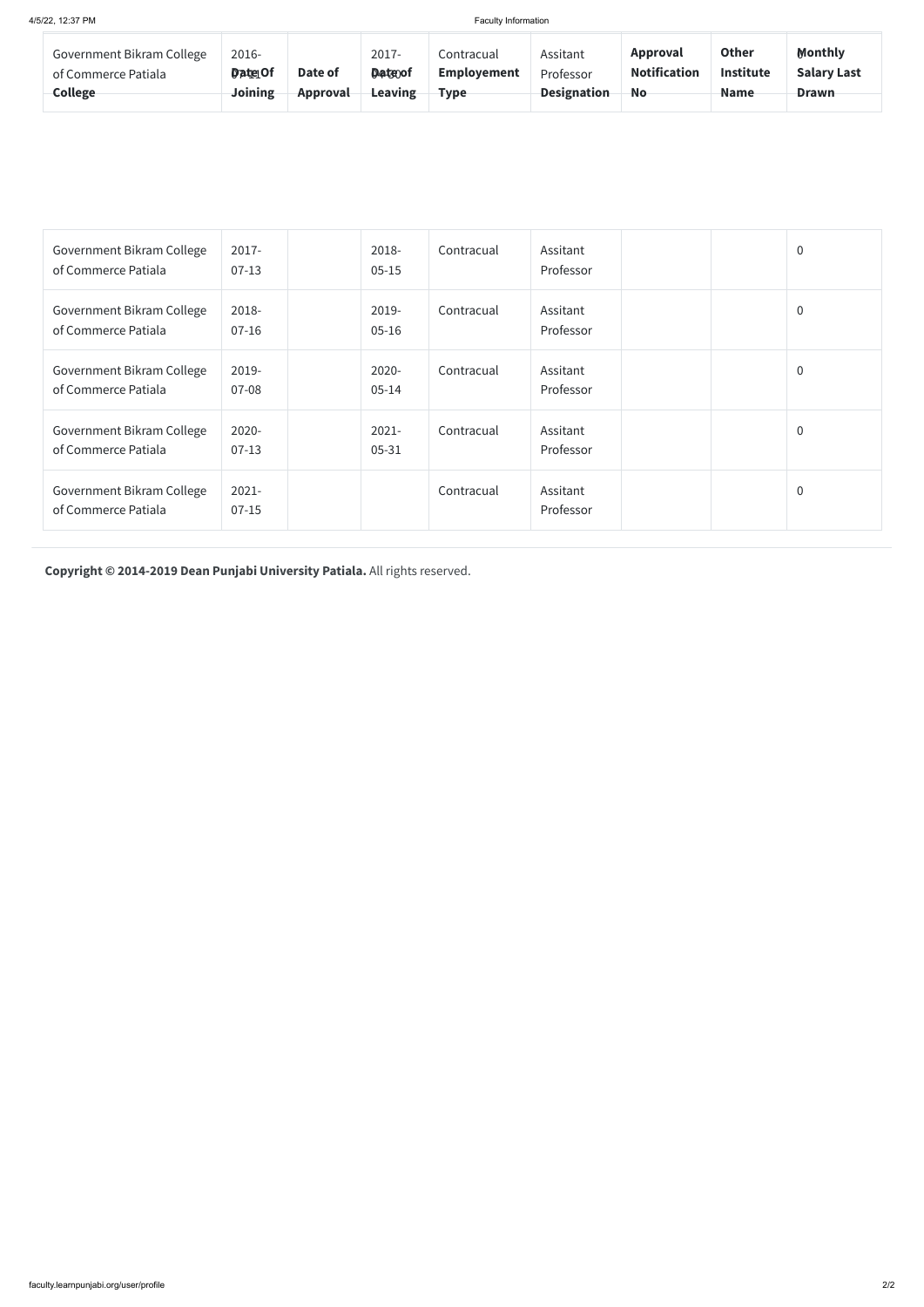| College | Date Of Joining | Date of Approval | Date of Leaving | Employement Type | Designation | Approval Notification No | Other Institute Name | Monthly Salary Last Drawn |
|---|---|---|---|---|---|---|---|---|
| Government Bikram College of Commerce Patiala | 2016-07-11 | | 2017-04-30 | Contracual | Assitant Professor | | | 0 |
| Government Bikram College of Commerce Patiala | 2017-07-13 | | 2018-05-15 | Contracual | Assitant Professor | | | 0 |
| Government Bikram College of Commerce Patiala | 2018-07-16 | | 2019-05-16 | Contracual | Assitant Professor | | | 0 |
| Government Bikram College of Commerce Patiala | 2019-07-08 | | 2020-05-14 | Contracual | Assitant Professor | | | 0 |
| Government Bikram College of Commerce Patiala | 2020-07-13 | | 2021-05-31 | Contracual | Assitant Professor | | | 0 |
| Government Bikram College of Commerce Patiala | 2021-07-15 | | | Contracual | Assitant Professor | | | 0 |

**Copyright © 2014-2019 Dean Punjabi University Patiala.** All rights reserved.